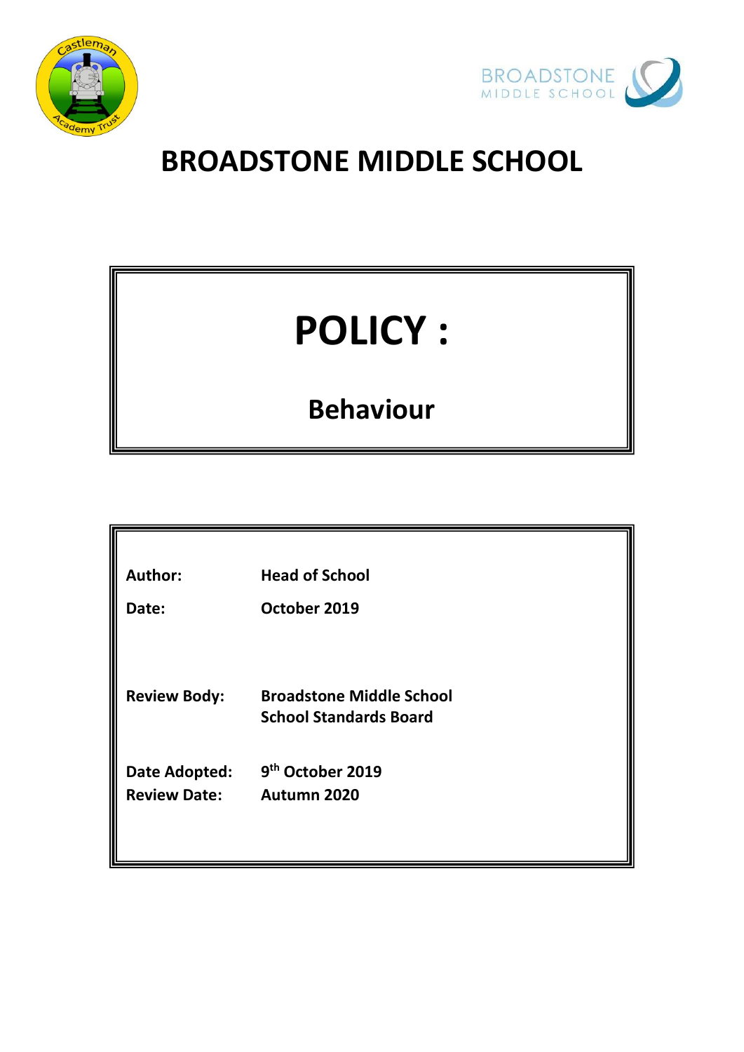# BROADSTONE MIDDLE SCHOOL

# POLICY :

## Behaviour

| | |
|---|---|
| **Author:** | **Head of School** |
| **Date:** | **October 2019** |
| **Review Body:** | **Broadstone Middle School School Standards Board** |
| **Date Adopted:** | **9th October 2019** |
| **Review Date:** | **Autumn 2020** |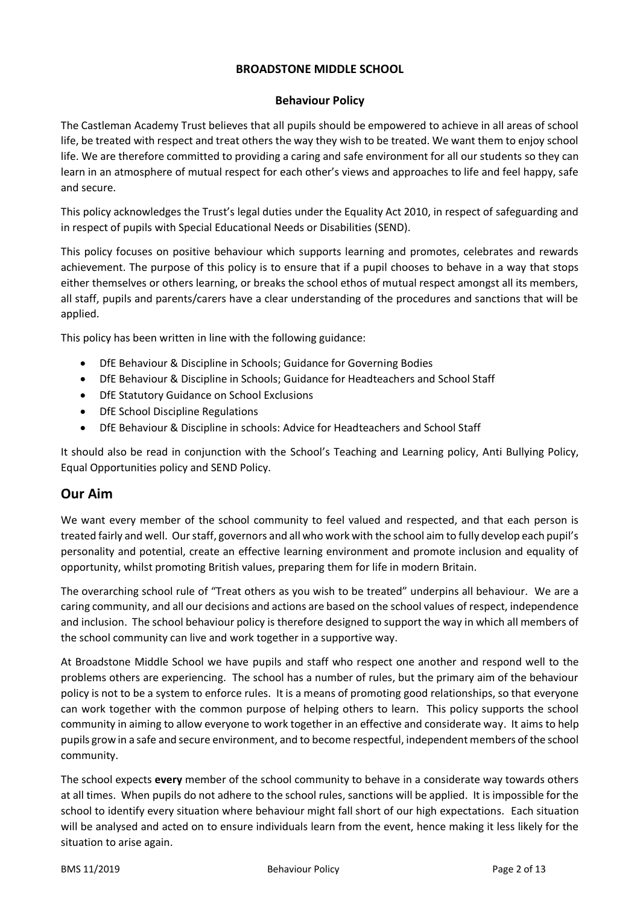**BROADSTONE MIDDLE SCHOOL**

**Behaviour Policy**

The Castleman Academy Trust believes that all pupils should be empowered to achieve in all areas of school life, be treated with respect and treat others the way they wish to be treated. We want them to enjoy school life. We are therefore committed to providing a caring and safe environment for all our students so they can learn in an atmosphere of mutual respect for each other's views and approaches to life and feel happy, safe and secure.

This policy acknowledges the Trust's legal duties under the Equality Act 2010, in respect of safeguarding and in respect of pupils with Special Educational Needs or Disabilities (SEND).

This policy focuses on positive behaviour which supports learning and promotes, celebrates and rewards achievement. The purpose of this policy is to ensure that if a pupil chooses to behave in a way that stops either themselves or others learning, or breaks the school ethos of mutual respect amongst all its members, all staff, pupils and parents/carers have a clear understanding of the procedures and sanctions that will be applied.

This policy has been written in line with the following guidance:

- DfE Behaviour & Discipline in Schools; Guidance for Governing Bodies
- DfE Behaviour & Discipline in Schools; Guidance for Headteachers and School Staff
- DfE Statutory Guidance on School Exclusions
- DfE School Discipline Regulations
- DfE Behaviour & Discipline in schools: Advice for Headteachers and School Staff

It should also be read in conjunction with the School's Teaching and Learning policy, Anti Bullying Policy, Equal Opportunities policy and SEND Policy.

## Our Aim

We want every member of the school community to feel valued and respected, and that each person is treated fairly and well. Our staff, governors and all who work with the school aim to fully develop each pupil's personality and potential, create an effective learning environment and promote inclusion and equality of opportunity, whilst promoting British values, preparing them for life in modern Britain.

The overarching school rule of "Treat others as you wish to be treated" underpins all behaviour. We are a caring community, and all our decisions and actions are based on the school values of respect, independence and inclusion. The school behaviour policy is therefore designed to support the way in which all members of the school community can live and work together in a supportive way.

At Broadstone Middle School we have pupils and staff who respect one another and respond well to the problems others are experiencing. The school has a number of rules, but the primary aim of the behaviour policy is not to be a system to enforce rules. It is a means of promoting good relationships, so that everyone can work together with the common purpose of helping others to learn. This policy supports the school community in aiming to allow everyone to work together in an effective and considerate way. It aims to help pupils grow in a safe and secure environment, and to become respectful, independent members of the school community.

The school expects **every** member of the school community to behave in a considerate way towards others at all times. When pupils do not adhere to the school rules, sanctions will be applied. It is impossible for the school to identify every situation where behaviour might fall short of our high expectations. Each situation will be analysed and acted on to ensure individuals learn from the event, hence making it less likely for the situation to arise again.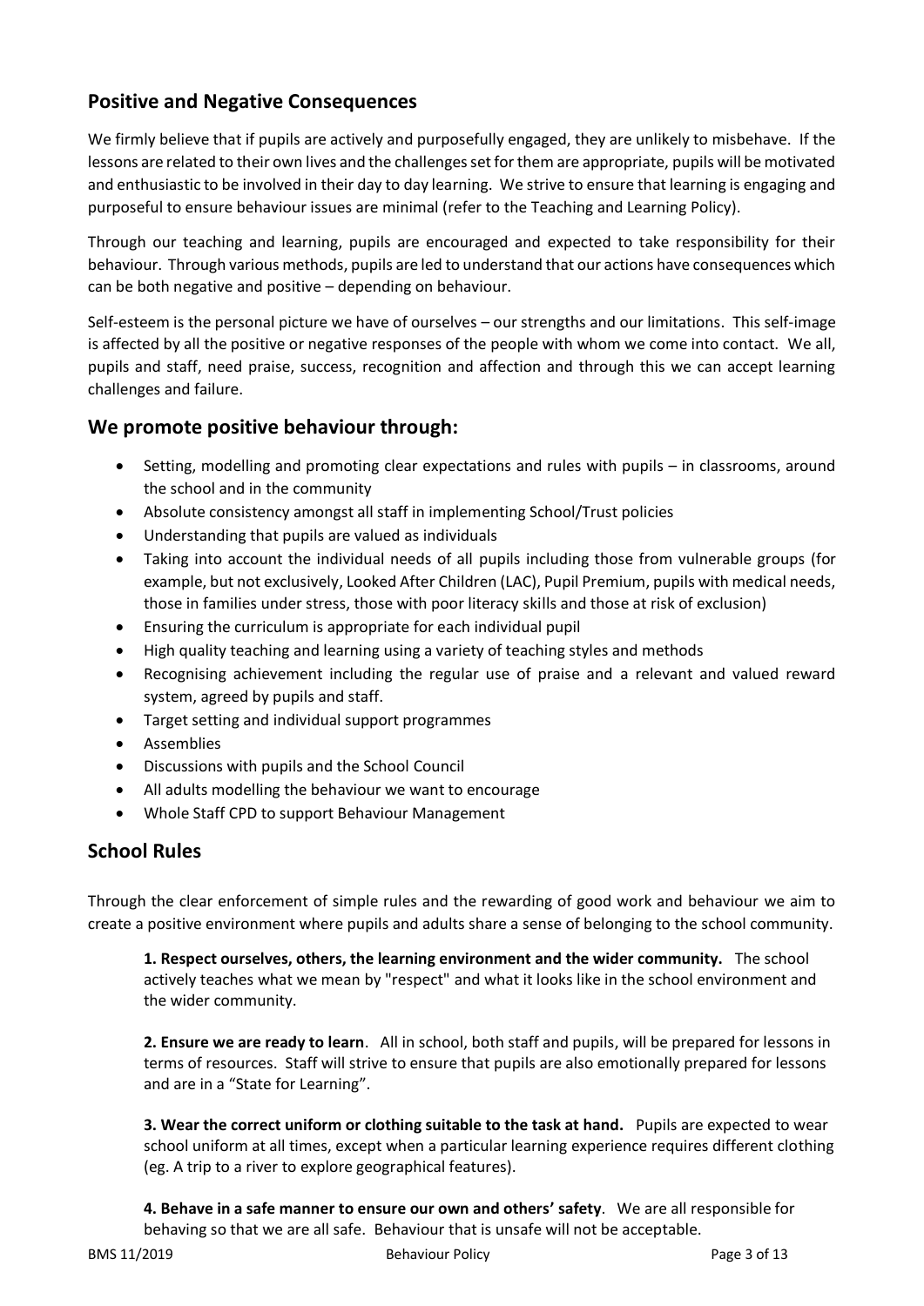## Positive and Negative Consequences

We firmly believe that if pupils are actively and purposefully engaged, they are unlikely to misbehave. If the lessons are related to their own lives and the challenges set for them are appropriate, pupils will be motivated and enthusiastic to be involved in their day to day learning. We strive to ensure that learning is engaging and purposeful to ensure behaviour issues are minimal (refer to the Teaching and Learning Policy).

Through our teaching and learning, pupils are encouraged and expected to take responsibility for their behaviour. Through various methods, pupils are led to understand that our actions have consequences which can be both negative and positive – depending on behaviour.

Self-esteem is the personal picture we have of ourselves – our strengths and our limitations. This self-image is affected by all the positive or negative responses of the people with whom we come into contact. We all, pupils and staff, need praise, success, recognition and affection and through this we can accept learning challenges and failure.

## We promote positive behaviour through:

- Setting, modelling and promoting clear expectations and rules with pupils – in classrooms, around the school and in the community
- Absolute consistency amongst all staff in implementing School/Trust policies
- Understanding that pupils are valued as individuals
- Taking into account the individual needs of all pupils including those from vulnerable groups (for example, but not exclusively, Looked After Children (LAC), Pupil Premium, pupils with medical needs, those in families under stress, those with poor literacy skills and those at risk of exclusion)
- Ensuring the curriculum is appropriate for each individual pupil
- High quality teaching and learning using a variety of teaching styles and methods
- Recognising achievement including the regular use of praise and a relevant and valued reward system, agreed by pupils and staff.
- Target setting and individual support programmes
- Assemblies
- Discussions with pupils and the School Council
- All adults modelling the behaviour we want to encourage
- Whole Staff CPD to support Behaviour Management

## School Rules

Through the clear enforcement of simple rules and the rewarding of good work and behaviour we aim to create a positive environment where pupils and adults share a sense of belonging to the school community.

**1. Respect ourselves, others, the learning environment and the wider community.** The school actively teaches what we mean by "respect" and what it looks like in the school environment and the wider community.

**2. Ensure we are ready to learn**. All in school, both staff and pupils, will be prepared for lessons in terms of resources. Staff will strive to ensure that pupils are also emotionally prepared for lessons and are in a "State for Learning".

**3. Wear the correct uniform or clothing suitable to the task at hand.** Pupils are expected to wear school uniform at all times, except when a particular learning experience requires different clothing (eg. A trip to a river to explore geographical features).

**4. Behave in a safe manner to ensure our own and others' safety**. We are all responsible for behaving so that we are all safe. Behaviour that is unsafe will not be acceptable.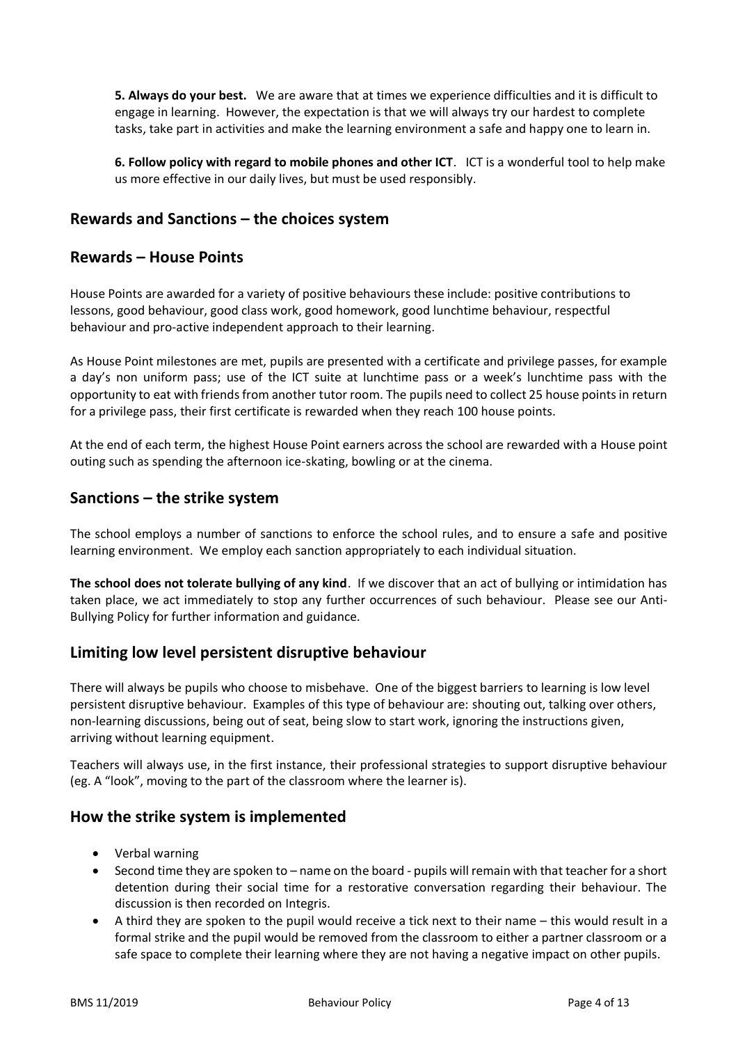**5. Always do your best.** We are aware that at times we experience difficulties and it is difficult to engage in learning. However, the expectation is that we will always try our hardest to complete tasks, take part in activities and make the learning environment a safe and happy one to learn in.

**6. Follow policy with regard to mobile phones and other ICT**. ICT is a wonderful tool to help make us more effective in our daily lives, but must be used responsibly.

## Rewards and Sanctions – the choices system

## Rewards – House Points

House Points are awarded for a variety of positive behaviours these include: positive contributions to lessons, good behaviour, good class work, good homework, good lunchtime behaviour, respectful behaviour and pro-active independent approach to their learning.

As House Point milestones are met, pupils are presented with a certificate and privilege passes, for example a day's non uniform pass; use of the ICT suite at lunchtime pass or a week's lunchtime pass with the opportunity to eat with friends from another tutor room. The pupils need to collect 25 house points in return for a privilege pass, their first certificate is rewarded when they reach 100 house points.

At the end of each term, the highest House Point earners across the school are rewarded with a House point outing such as spending the afternoon ice-skating, bowling or at the cinema.

## Sanctions – the strike system

The school employs a number of sanctions to enforce the school rules, and to ensure a safe and positive learning environment. We employ each sanction appropriately to each individual situation.

**The school does not tolerate bullying of any kind**. If we discover that an act of bullying or intimidation has taken place, we act immediately to stop any further occurrences of such behaviour. Please see our Anti-Bullying Policy for further information and guidance.

## Limiting low level persistent disruptive behaviour

There will always be pupils who choose to misbehave. One of the biggest barriers to learning is low level persistent disruptive behaviour. Examples of this type of behaviour are: shouting out, talking over others, non-learning discussions, being out of seat, being slow to start work, ignoring the instructions given, arriving without learning equipment.

Teachers will always use, in the first instance, their professional strategies to support disruptive behaviour (eg. A "look", moving to the part of the classroom where the learner is).

## How the strike system is implemented

- Verbal warning
- Second time they are spoken to – name on the board - pupils will remain with that teacher for a short detention during their social time for a restorative conversation regarding their behaviour. The discussion is then recorded on Integris.
- A third they are spoken to the pupil would receive a tick next to their name – this would result in a formal strike and the pupil would be removed from the classroom to either a partner classroom or a safe space to complete their learning where they are not having a negative impact on other pupils.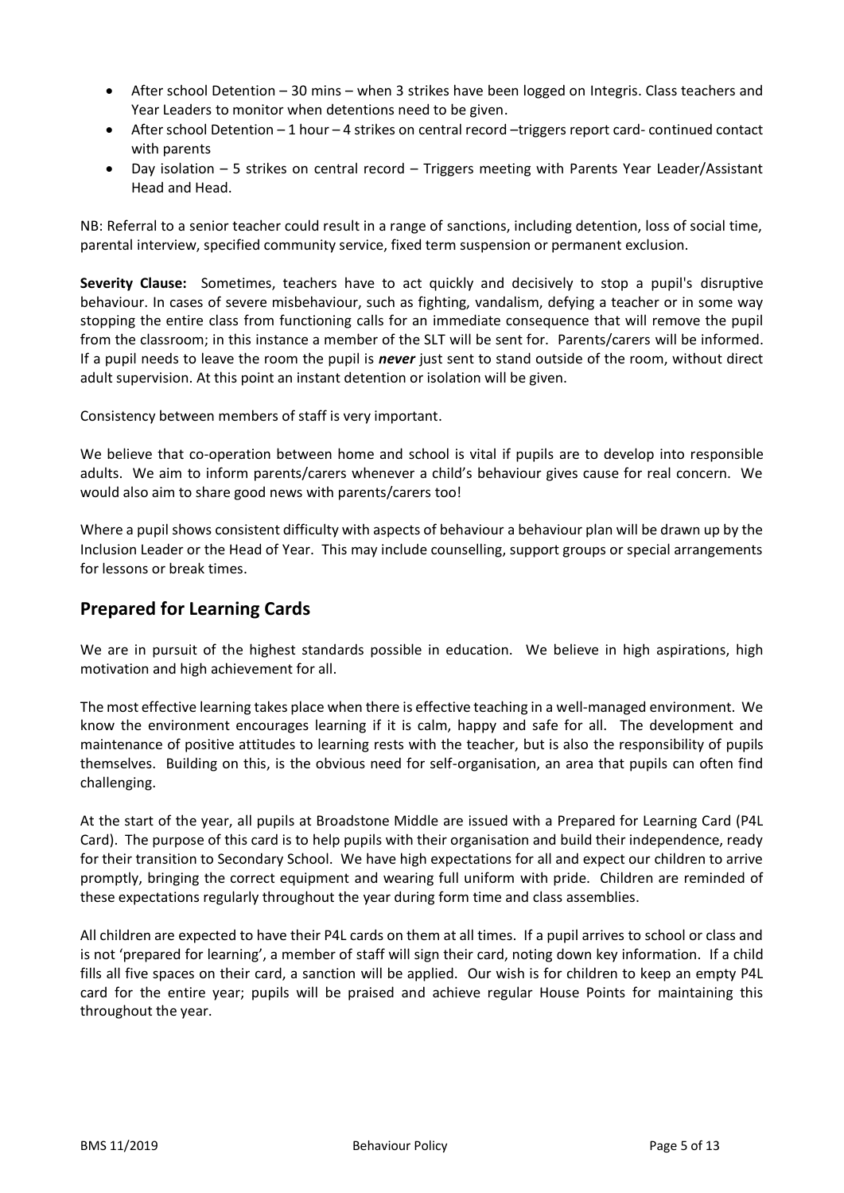- After school Detention – 30 mins – when 3 strikes have been logged on Integris. Class teachers and Year Leaders to monitor when detentions need to be given.
- After school Detention – 1 hour – 4 strikes on central record –triggers report card- continued contact with parents
- Day isolation – 5 strikes on central record – Triggers meeting with Parents Year Leader/Assistant Head and Head.

NB: Referral to a senior teacher could result in a range of sanctions, including detention, loss of social time, parental interview, specified community service, fixed term suspension or permanent exclusion.

**Severity Clause:** Sometimes, teachers have to act quickly and decisively to stop a pupil's disruptive behaviour. In cases of severe misbehaviour, such as fighting, vandalism, defying a teacher or in some way stopping the entire class from functioning calls for an immediate consequence that will remove the pupil from the classroom; in this instance a member of the SLT will be sent for. Parents/carers will be informed. If a pupil needs to leave the room the pupil is ***never*** just sent to stand outside of the room, without direct adult supervision. At this point an instant detention or isolation will be given.

Consistency between members of staff is very important.

We believe that co-operation between home and school is vital if pupils are to develop into responsible adults. We aim to inform parents/carers whenever a child's behaviour gives cause for real concern. We would also aim to share good news with parents/carers too!

Where a pupil shows consistent difficulty with aspects of behaviour a behaviour plan will be drawn up by the Inclusion Leader or the Head of Year. This may include counselling, support groups or special arrangements for lessons or break times.

## Prepared for Learning Cards

We are in pursuit of the highest standards possible in education. We believe in high aspirations, high motivation and high achievement for all.

The most effective learning takes place when there is effective teaching in a well-managed environment. We know the environment encourages learning if it is calm, happy and safe for all. The development and maintenance of positive attitudes to learning rests with the teacher, but is also the responsibility of pupils themselves. Building on this, is the obvious need for self-organisation, an area that pupils can often find challenging.

At the start of the year, all pupils at Broadstone Middle are issued with a Prepared for Learning Card (P4L Card). The purpose of this card is to help pupils with their organisation and build their independence, ready for their transition to Secondary School. We have high expectations for all and expect our children to arrive promptly, bringing the correct equipment and wearing full uniform with pride. Children are reminded of these expectations regularly throughout the year during form time and class assemblies.

All children are expected to have their P4L cards on them at all times. If a pupil arrives to school or class and is not 'prepared for learning', a member of staff will sign their card, noting down key information. If a child fills all five spaces on their card, a sanction will be applied. Our wish is for children to keep an empty P4L card for the entire year; pupils will be praised and achieve regular House Points for maintaining this throughout the year.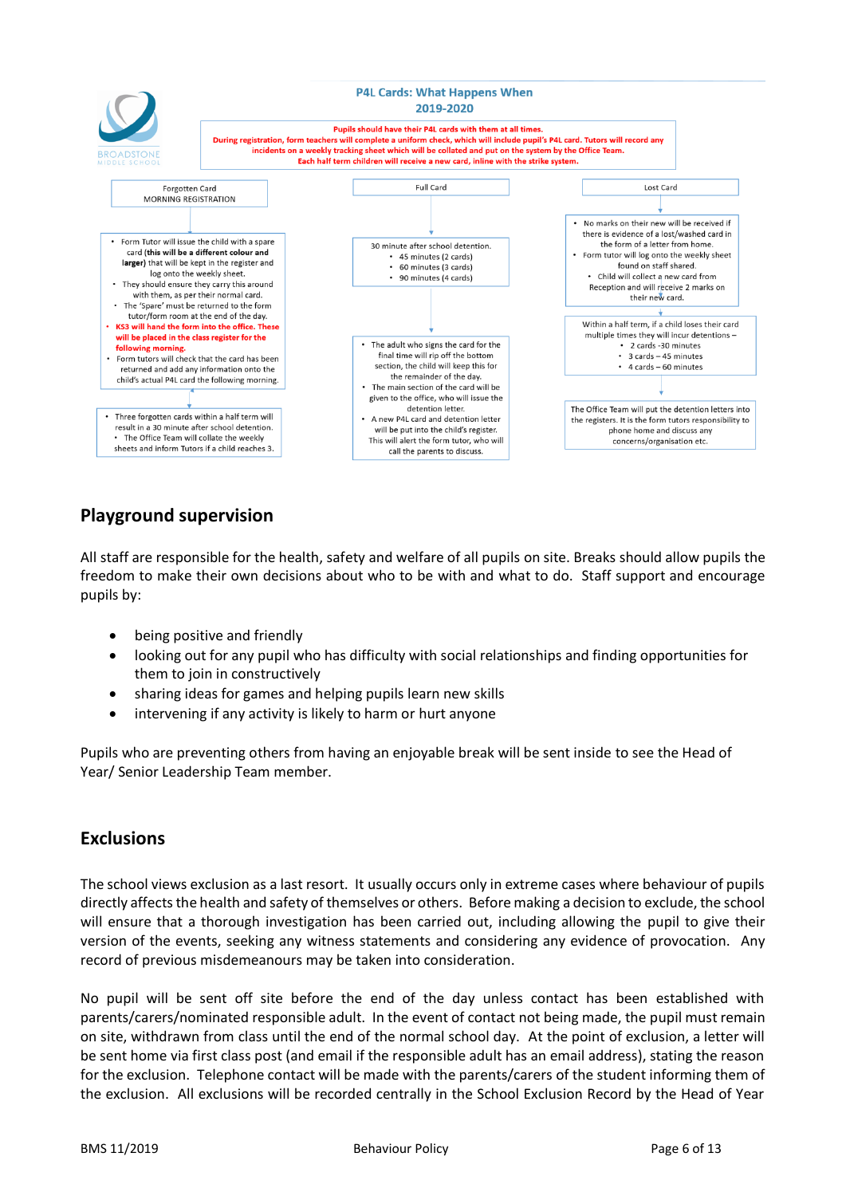## P4L Cards: What Happens When
## 2019-2020

**Pupils should have their P4L cards with them at all times.**
**During registration, form teachers will complete a uniform check, which will include pupil's P4L card. Tutors will record any incidents on a weekly tracking sheet which will be collated and put on the system by the Office Team.**
**Each half term children will receive a new card, inline with the strike system.**

### Forgotten Card
MORNING REGISTRATION

- Form Tutor will issue the child with a spare card (**this will be a different colour and larger**) that will be kept in the register and log onto the weekly sheet.
- They should ensure they carry this around with them, as per their normal card.
- The 'Spare' must be returned to the form tutor/form room at the end of the day.
- **KS3 will hand the form into the office. These will be placed in the class register for the following morning.**
- Form tutors will check that the card has been returned and add any information onto the child's actual P4L card the following morning.

↓

- Three forgotten cards within a half term will result in a 30 minute after school detention.
- The Office Team will collate the weekly sheets and inform Tutors if a child reaches 3.

### Full Card

30 minute after school detention.
- 45 minutes (2 cards)
- 60 minutes (3 cards)
- 90 minutes (4 cards)

↓

- The adult who signs the card for the final time will rip off the bottom section, the child will keep this for the remainder of the day.
- The main section of the card will be given to the office, who will issue the detention letter.
- A new P4L card and detention letter will be put into the child's register. This will alert the form tutor, who will call the parents to discuss.

### Lost Card

- No marks on their new will be received if there is evidence of a lost/washed card in the form of a letter from home.
- Form tutor will log onto the weekly sheet found on staff shared.
- Child will collect a new card from Reception and will receive 2 marks on their new card.

↓

Within a half term, if a child loses their card multiple times they will incur detentions –
- 2 cards -30 minutes
- 3 cards – 45 minutes
- 4 cards – 60 minutes

↓

The Office Team will put the detention letters into the registers. It is the form tutors responsibility to phone home and discuss any concerns/organisation etc.

## Playground supervision

All staff are responsible for the health, safety and welfare of all pupils on site. Breaks should allow pupils the freedom to make their own decisions about who to be with and what to do. Staff support and encourage pupils by:

- being positive and friendly
- looking out for any pupil who has difficulty with social relationships and finding opportunities for them to join in constructively
- sharing ideas for games and helping pupils learn new skills
- intervening if any activity is likely to harm or hurt anyone

Pupils who are preventing others from having an enjoyable break will be sent inside to see the Head of Year/ Senior Leadership Team member.

## Exclusions

The school views exclusion as a last resort. It usually occurs only in extreme cases where behaviour of pupils directly affects the health and safety of themselves or others. Before making a decision to exclude, the school will ensure that a thorough investigation has been carried out, including allowing the pupil to give their version of the events, seeking any witness statements and considering any evidence of provocation. Any record of previous misdemeanours may be taken into consideration.

No pupil will be sent off site before the end of the day unless contact has been established with parents/carers/nominated responsible adult. In the event of contact not being made, the pupil must remain on site, withdrawn from class until the end of the normal school day. At the point of exclusion, a letter will be sent home via first class post (and email if the responsible adult has an email address), stating the reason for the exclusion. Telephone contact will be made with the parents/carers of the student informing them of the exclusion. All exclusions will be recorded centrally in the School Exclusion Record by the Head of Year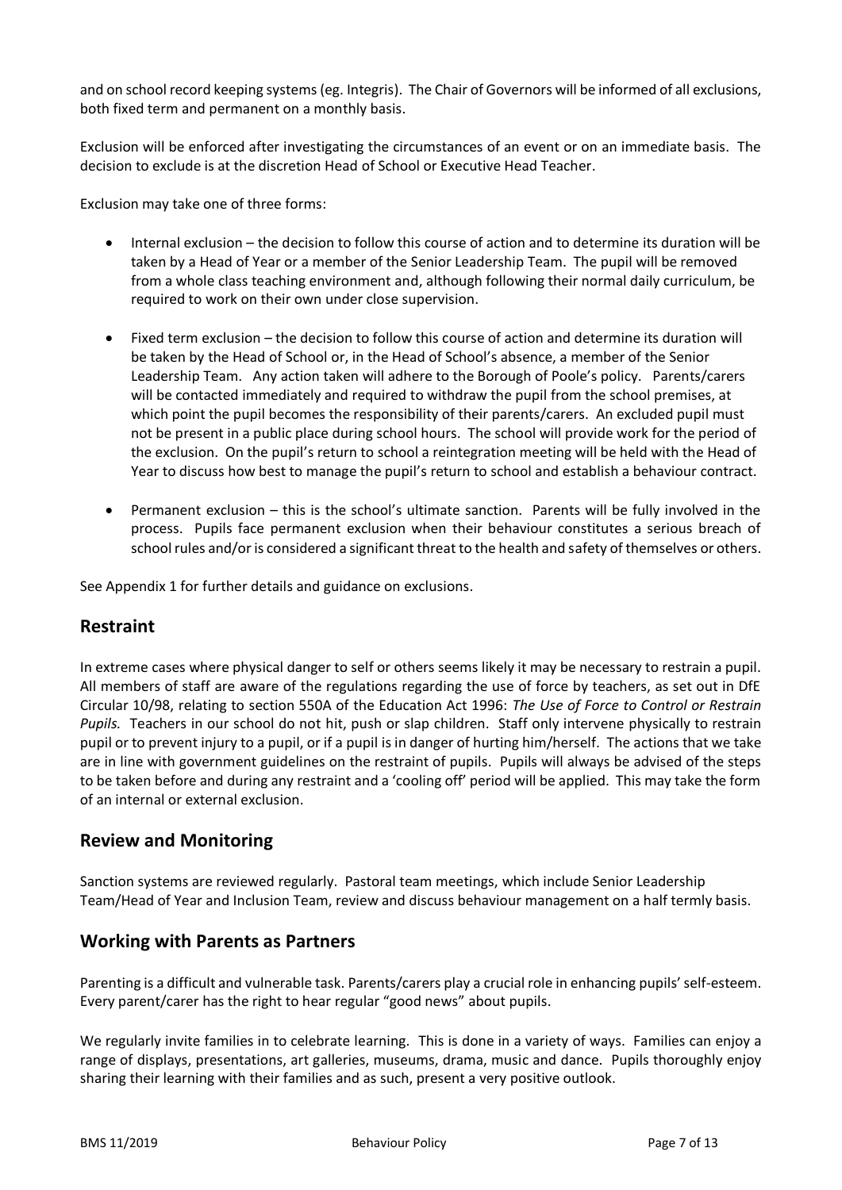and on school record keeping systems (eg. Integris). The Chair of Governors will be informed of all exclusions, both fixed term and permanent on a monthly basis.

Exclusion will be enforced after investigating the circumstances of an event or on an immediate basis. The decision to exclude is at the discretion Head of School or Executive Head Teacher.

Exclusion may take one of three forms:

- Internal exclusion – the decision to follow this course of action and to determine its duration will be taken by a Head of Year or a member of the Senior Leadership Team. The pupil will be removed from a whole class teaching environment and, although following their normal daily curriculum, be required to work on their own under close supervision.

- Fixed term exclusion – the decision to follow this course of action and determine its duration will be taken by the Head of School or, in the Head of School's absence, a member of the Senior Leadership Team. Any action taken will adhere to the Borough of Poole's policy. Parents/carers will be contacted immediately and required to withdraw the pupil from the school premises, at which point the pupil becomes the responsibility of their parents/carers. An excluded pupil must not be present in a public place during school hours. The school will provide work for the period of the exclusion. On the pupil's return to school a reintegration meeting will be held with the Head of Year to discuss how best to manage the pupil's return to school and establish a behaviour contract.

- Permanent exclusion – this is the school's ultimate sanction. Parents will be fully involved in the process. Pupils face permanent exclusion when their behaviour constitutes a serious breach of school rules and/or is considered a significant threat to the health and safety of themselves or others.

See Appendix 1 for further details and guidance on exclusions.

## Restraint

In extreme cases where physical danger to self or others seems likely it may be necessary to restrain a pupil. All members of staff are aware of the regulations regarding the use of force by teachers, as set out in DfE Circular 10/98, relating to section 550A of the Education Act 1996: *The Use of Force to Control or Restrain Pupils.* Teachers in our school do not hit, push or slap children. Staff only intervene physically to restrain pupil or to prevent injury to a pupil, or if a pupil is in danger of hurting him/herself. The actions that we take are in line with government guidelines on the restraint of pupils. Pupils will always be advised of the steps to be taken before and during any restraint and a 'cooling off' period will be applied. This may take the form of an internal or external exclusion.

## Review and Monitoring

Sanction systems are reviewed regularly. Pastoral team meetings, which include Senior Leadership Team/Head of Year and Inclusion Team, review and discuss behaviour management on a half termly basis.

## Working with Parents as Partners

Parenting is a difficult and vulnerable task. Parents/carers play a crucial role in enhancing pupils' self-esteem. Every parent/carer has the right to hear regular "good news" about pupils.

We regularly invite families in to celebrate learning. This is done in a variety of ways. Families can enjoy a range of displays, presentations, art galleries, museums, drama, music and dance. Pupils thoroughly enjoy sharing their learning with their families and as such, present a very positive outlook.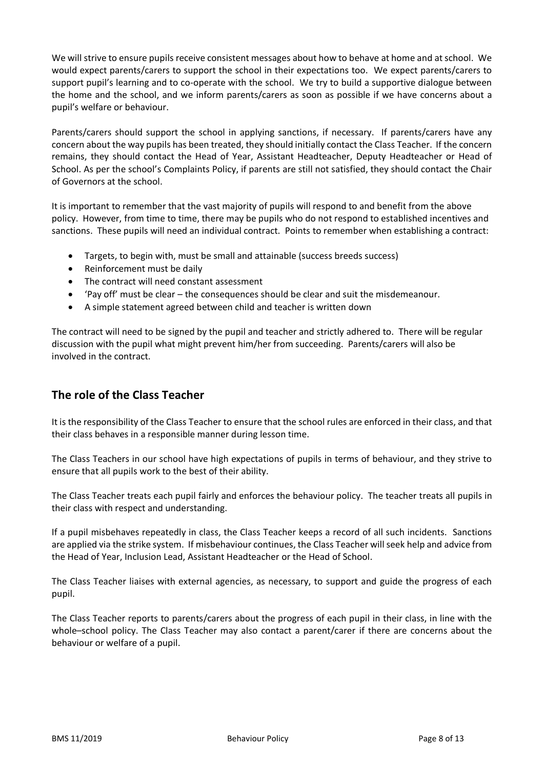We will strive to ensure pupils receive consistent messages about how to behave at home and at school. We would expect parents/carers to support the school in their expectations too. We expect parents/carers to support pupil's learning and to co-operate with the school. We try to build a supportive dialogue between the home and the school, and we inform parents/carers as soon as possible if we have concerns about a pupil's welfare or behaviour.

Parents/carers should support the school in applying sanctions, if necessary. If parents/carers have any concern about the way pupils has been treated, they should initially contact the Class Teacher. If the concern remains, they should contact the Head of Year, Assistant Headteacher, Deputy Headteacher or Head of School. As per the school's Complaints Policy, if parents are still not satisfied, they should contact the Chair of Governors at the school.

It is important to remember that the vast majority of pupils will respond to and benefit from the above policy. However, from time to time, there may be pupils who do not respond to established incentives and sanctions. These pupils will need an individual contract. Points to remember when establishing a contract:

- Targets, to begin with, must be small and attainable (success breeds success)
- Reinforcement must be daily
- The contract will need constant assessment
- 'Pay off' must be clear – the consequences should be clear and suit the misdemeanour.
- A simple statement agreed between child and teacher is written down

The contract will need to be signed by the pupil and teacher and strictly adhered to. There will be regular discussion with the pupil what might prevent him/her from succeeding. Parents/carers will also be involved in the contract.

## The role of the Class Teacher

It is the responsibility of the Class Teacher to ensure that the school rules are enforced in their class, and that their class behaves in a responsible manner during lesson time.

The Class Teachers in our school have high expectations of pupils in terms of behaviour, and they strive to ensure that all pupils work to the best of their ability.

The Class Teacher treats each pupil fairly and enforces the behaviour policy. The teacher treats all pupils in their class with respect and understanding.

If a pupil misbehaves repeatedly in class, the Class Teacher keeps a record of all such incidents. Sanctions are applied via the strike system. If misbehaviour continues, the Class Teacher will seek help and advice from the Head of Year, Inclusion Lead, Assistant Headteacher or the Head of School.

The Class Teacher liaises with external agencies, as necessary, to support and guide the progress of each pupil.

The Class Teacher reports to parents/carers about the progress of each pupil in their class, in line with the whole–school policy. The Class Teacher may also contact a parent/carer if there are concerns about the behaviour or welfare of a pupil.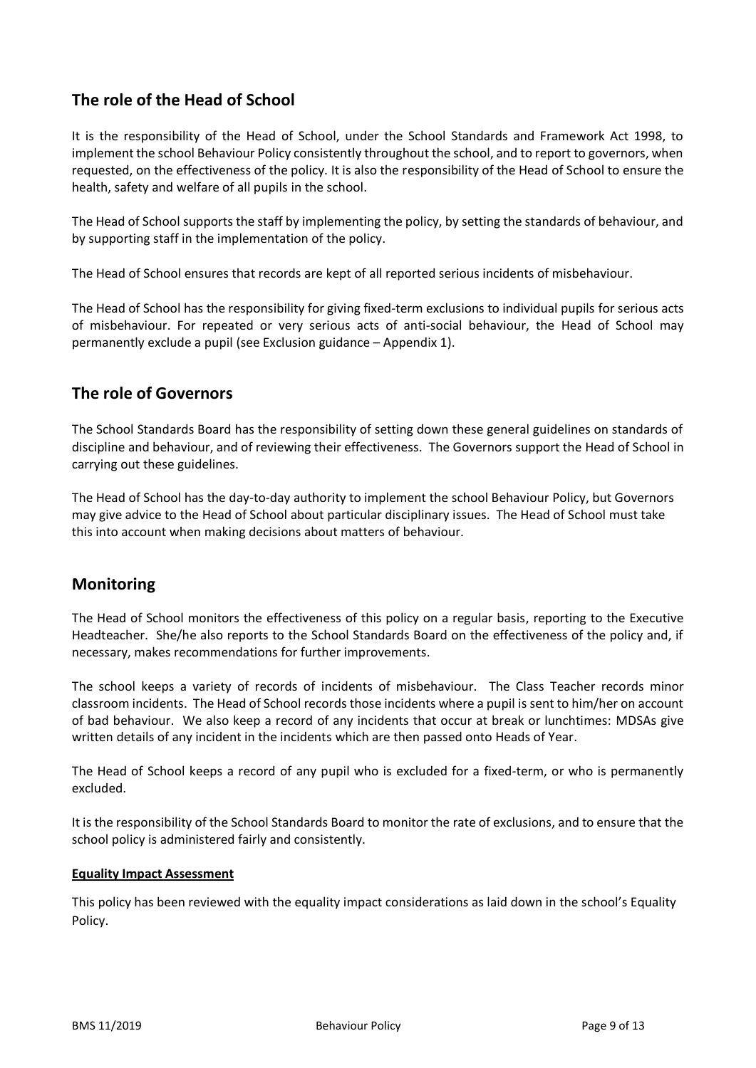## The role of the Head of School

It is the responsibility of the Head of School, under the School Standards and Framework Act 1998, to implement the school Behaviour Policy consistently throughout the school, and to report to governors, when requested, on the effectiveness of the policy. It is also the responsibility of the Head of School to ensure the health, safety and welfare of all pupils in the school.

The Head of School supports the staff by implementing the policy, by setting the standards of behaviour, and by supporting staff in the implementation of the policy.

The Head of School ensures that records are kept of all reported serious incidents of misbehaviour.

The Head of School has the responsibility for giving fixed-term exclusions to individual pupils for serious acts of misbehaviour. For repeated or very serious acts of anti-social behaviour, the Head of School may permanently exclude a pupil (see Exclusion guidance – Appendix 1).

## The role of Governors

The School Standards Board has the responsibility of setting down these general guidelines on standards of discipline and behaviour, and of reviewing their effectiveness. The Governors support the Head of School in carrying out these guidelines.

The Head of School has the day-to-day authority to implement the school Behaviour Policy, but Governors may give advice to the Head of School about particular disciplinary issues. The Head of School must take this into account when making decisions about matters of behaviour.

## Monitoring

The Head of School monitors the effectiveness of this policy on a regular basis, reporting to the Executive Headteacher. She/he also reports to the School Standards Board on the effectiveness of the policy and, if necessary, makes recommendations for further improvements.

The school keeps a variety of records of incidents of misbehaviour. The Class Teacher records minor classroom incidents. The Head of School records those incidents where a pupil is sent to him/her on account of bad behaviour. We also keep a record of any incidents that occur at break or lunchtimes: MDSAs give written details of any incident in the incidents which are then passed onto Heads of Year.

The Head of School keeps a record of any pupil who is excluded for a fixed-term, or who is permanently excluded.

It is the responsibility of the School Standards Board to monitor the rate of exclusions, and to ensure that the school policy is administered fairly and consistently.

**Equality Impact Assessment**

This policy has been reviewed with the equality impact considerations as laid down in the school's Equality Policy.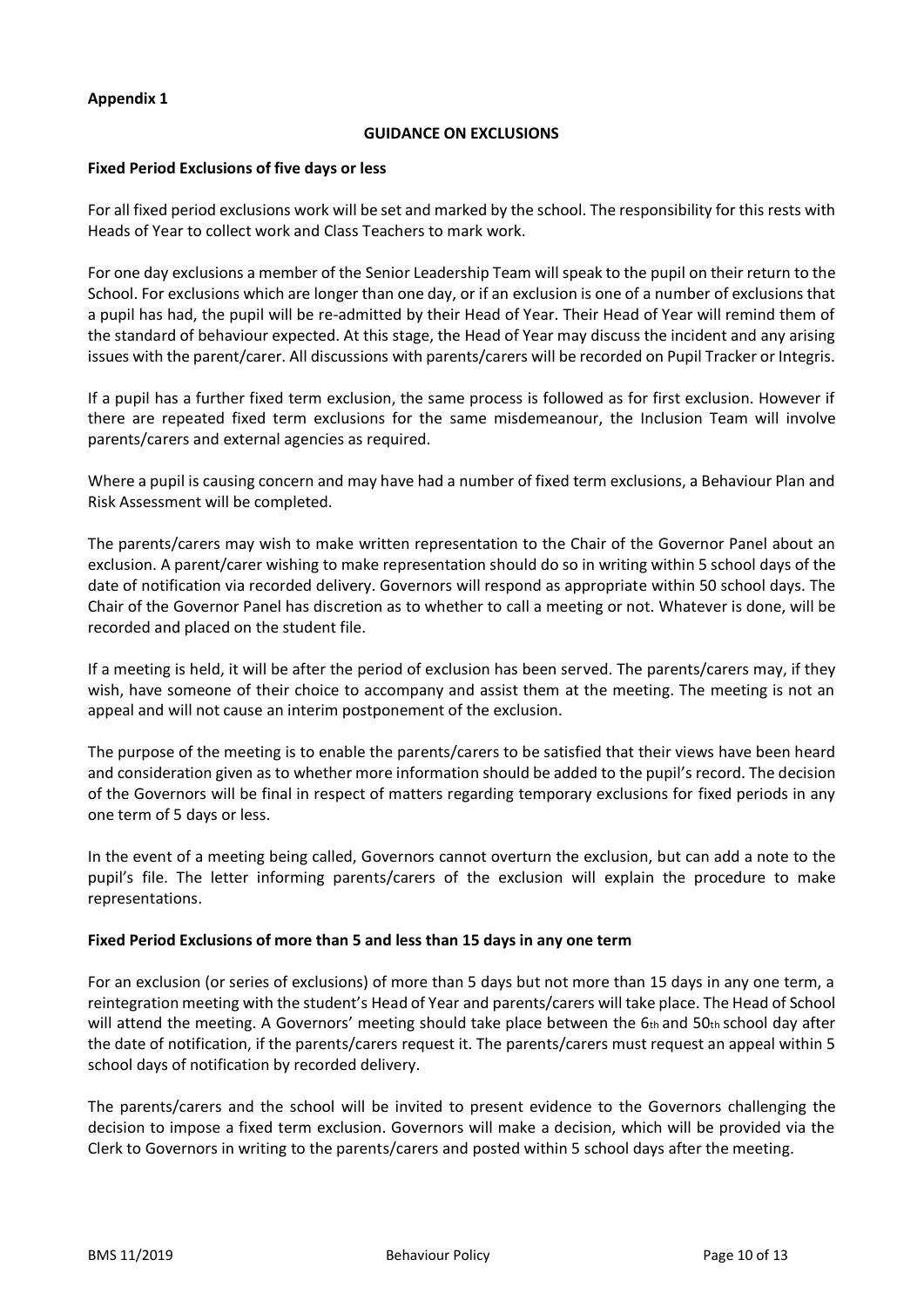**Appendix 1**

**GUIDANCE ON EXCLUSIONS**

**Fixed Period Exclusions of five days or less**

For all fixed period exclusions work will be set and marked by the school. The responsibility for this rests with Heads of Year to collect work and Class Teachers to mark work.

For one day exclusions a member of the Senior Leadership Team will speak to the pupil on their return to the School. For exclusions which are longer than one day, or if an exclusion is one of a number of exclusions that a pupil has had, the pupil will be re-admitted by their Head of Year. Their Head of Year will remind them of the standard of behaviour expected. At this stage, the Head of Year may discuss the incident and any arising issues with the parent/carer. All discussions with parents/carers will be recorded on Pupil Tracker or Integris.

If a pupil has a further fixed term exclusion, the same process is followed as for first exclusion. However if there are repeated fixed term exclusions for the same misdemeanour, the Inclusion Team will involve parents/carers and external agencies as required.

Where a pupil is causing concern and may have had a number of fixed term exclusions, a Behaviour Plan and Risk Assessment will be completed.

The parents/carers may wish to make written representation to the Chair of the Governor Panel about an exclusion. A parent/carer wishing to make representation should do so in writing within 5 school days of the date of notification via recorded delivery. Governors will respond as appropriate within 50 school days. The Chair of the Governor Panel has discretion as to whether to call a meeting or not. Whatever is done, will be recorded and placed on the student file.

If a meeting is held, it will be after the period of exclusion has been served. The parents/carers may, if they wish, have someone of their choice to accompany and assist them at the meeting. The meeting is not an appeal and will not cause an interim postponement of the exclusion.

The purpose of the meeting is to enable the parents/carers to be satisfied that their views have been heard and consideration given as to whether more information should be added to the pupil's record. The decision of the Governors will be final in respect of matters regarding temporary exclusions for fixed periods in any one term of 5 days or less.

In the event of a meeting being called, Governors cannot overturn the exclusion, but can add a note to the pupil's file. The letter informing parents/carers of the exclusion will explain the procedure to make representations.

**Fixed Period Exclusions of more than 5 and less than 15 days in any one term**

For an exclusion (or series of exclusions) of more than 5 days but not more than 15 days in any one term, a reintegration meeting with the student's Head of Year and parents/carers will take place. The Head of School will attend the meeting. A Governors' meeting should take place between the 6th and 50th school day after the date of notification, if the parents/carers request it. The parents/carers must request an appeal within 5 school days of notification by recorded delivery.

The parents/carers and the school will be invited to present evidence to the Governors challenging the decision to impose a fixed term exclusion. Governors will make a decision, which will be provided via the Clerk to Governors in writing to the parents/carers and posted within 5 school days after the meeting.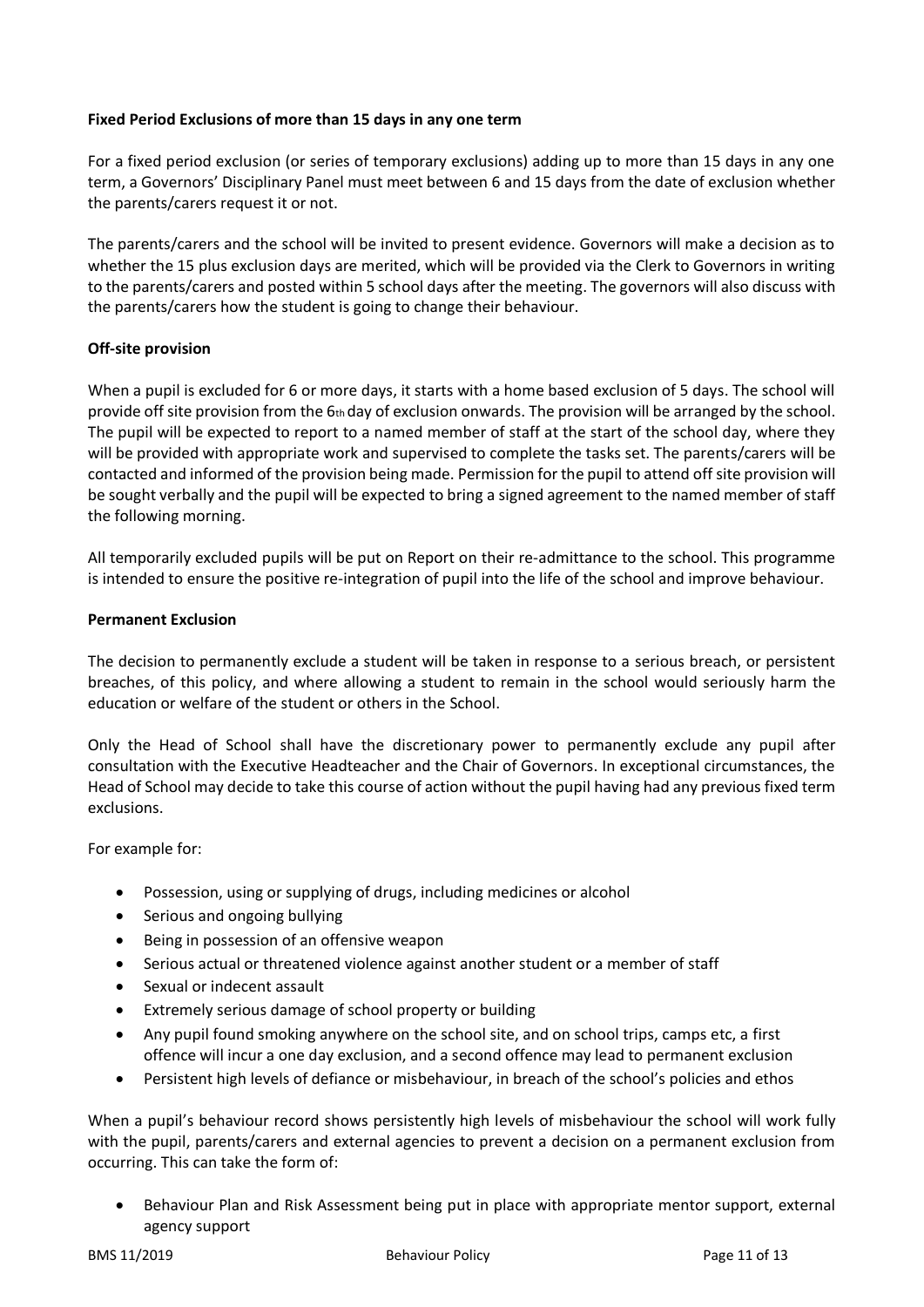**Fixed Period Exclusions of more than 15 days in any one term**

For a fixed period exclusion (or series of temporary exclusions) adding up to more than 15 days in any one term, a Governors' Disciplinary Panel must meet between 6 and 15 days from the date of exclusion whether the parents/carers request it or not.

The parents/carers and the school will be invited to present evidence. Governors will make a decision as to whether the 15 plus exclusion days are merited, which will be provided via the Clerk to Governors in writing to the parents/carers and posted within 5 school days after the meeting. The governors will also discuss with the parents/carers how the student is going to change their behaviour.

**Off-site provision**

When a pupil is excluded for 6 or more days, it starts with a home based exclusion of 5 days. The school will provide off site provision from the 6th day of exclusion onwards. The provision will be arranged by the school. The pupil will be expected to report to a named member of staff at the start of the school day, where they will be provided with appropriate work and supervised to complete the tasks set. The parents/carers will be contacted and informed of the provision being made. Permission for the pupil to attend off site provision will be sought verbally and the pupil will be expected to bring a signed agreement to the named member of staff the following morning.

All temporarily excluded pupils will be put on Report on their re-admittance to the school. This programme is intended to ensure the positive re-integration of pupil into the life of the school and improve behaviour.

**Permanent Exclusion**

The decision to permanently exclude a student will be taken in response to a serious breach, or persistent breaches, of this policy, and where allowing a student to remain in the school would seriously harm the education or welfare of the student or others in the School.

Only the Head of School shall have the discretionary power to permanently exclude any pupil after consultation with the Executive Headteacher and the Chair of Governors. In exceptional circumstances, the Head of School may decide to take this course of action without the pupil having had any previous fixed term exclusions.

For example for:

- Possession, using or supplying of drugs, including medicines or alcohol
- Serious and ongoing bullying
- Being in possession of an offensive weapon
- Serious actual or threatened violence against another student or a member of staff
- Sexual or indecent assault
- Extremely serious damage of school property or building
- Any pupil found smoking anywhere on the school site, and on school trips, camps etc, a first offence will incur a one day exclusion, and a second offence may lead to permanent exclusion
- Persistent high levels of defiance or misbehaviour, in breach of the school's policies and ethos

When a pupil's behaviour record shows persistently high levels of misbehaviour the school will work fully with the pupil, parents/carers and external agencies to prevent a decision on a permanent exclusion from occurring. This can take the form of:

- Behaviour Plan and Risk Assessment being put in place with appropriate mentor support, external agency support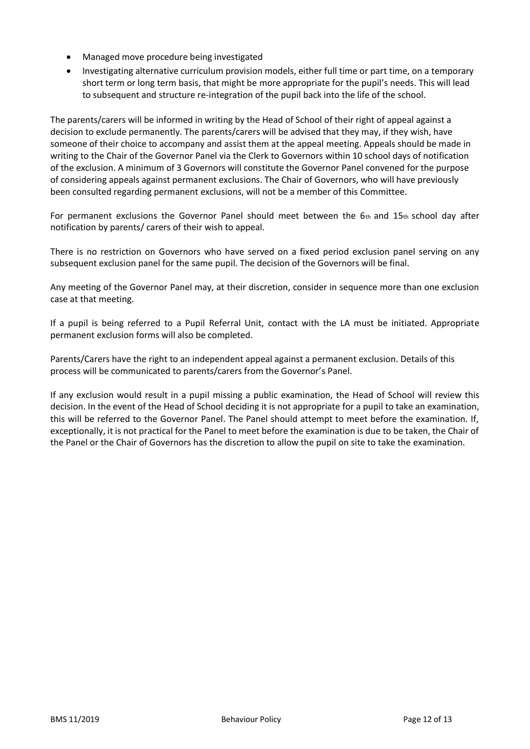- Managed move procedure being investigated
- Investigating alternative curriculum provision models, either full time or part time, on a temporary short term or long term basis, that might be more appropriate for the pupil's needs. This will lead to subsequent and structure re-integration of the pupil back into the life of the school.

The parents/carers will be informed in writing by the Head of School of their right of appeal against a decision to exclude permanently. The parents/carers will be advised that they may, if they wish, have someone of their choice to accompany and assist them at the appeal meeting. Appeals should be made in writing to the Chair of the Governor Panel via the Clerk to Governors within 10 school days of notification of the exclusion. A minimum of 3 Governors will constitute the Governor Panel convened for the purpose of considering appeals against permanent exclusions. The Chair of Governors, who will have previously been consulted regarding permanent exclusions, will not be a member of this Committee.

For permanent exclusions the Governor Panel should meet between the 6th and 15th school day after notification by parents/ carers of their wish to appeal.

There is no restriction on Governors who have served on a fixed period exclusion panel serving on any subsequent exclusion panel for the same pupil. The decision of the Governors will be final.

Any meeting of the Governor Panel may, at their discretion, consider in sequence more than one exclusion case at that meeting.

If a pupil is being referred to a Pupil Referral Unit, contact with the LA must be initiated. Appropriate permanent exclusion forms will also be completed.

Parents/Carers have the right to an independent appeal against a permanent exclusion. Details of this process will be communicated to parents/carers from the Governor's Panel.

If any exclusion would result in a pupil missing a public examination, the Head of School will review this decision. In the event of the Head of School deciding it is not appropriate for a pupil to take an examination, this will be referred to the Governor Panel. The Panel should attempt to meet before the examination. If, exceptionally, it is not practical for the Panel to meet before the examination is due to be taken, the Chair of the Panel or the Chair of Governors has the discretion to allow the pupil on site to take the examination.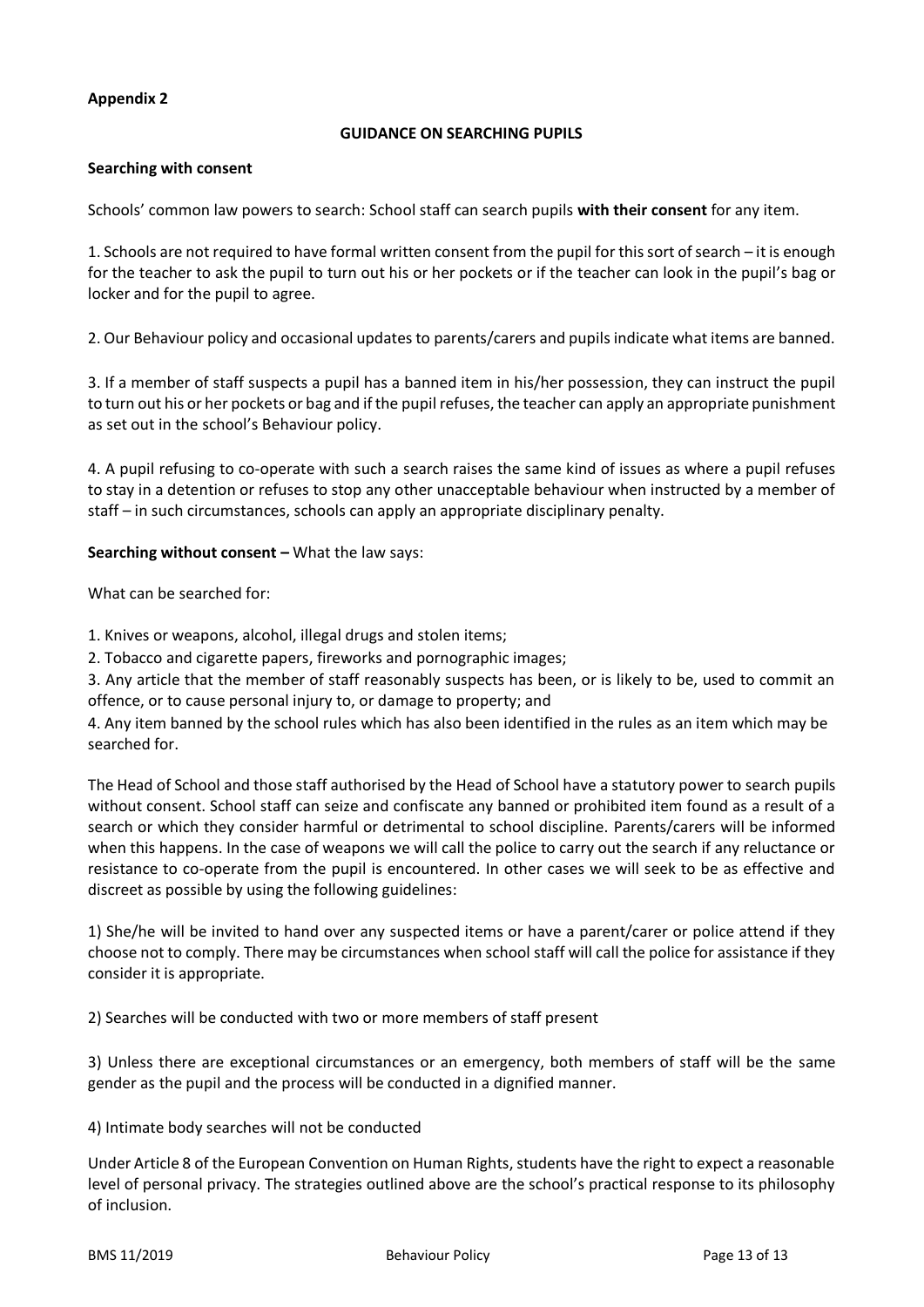**Appendix 2**

**GUIDANCE ON SEARCHING PUPILS**

**Searching with consent**

Schools' common law powers to search: School staff can search pupils **with their consent** for any item.

1. Schools are not required to have formal written consent from the pupil for this sort of search – it is enough for the teacher to ask the pupil to turn out his or her pockets or if the teacher can look in the pupil's bag or locker and for the pupil to agree.

2. Our Behaviour policy and occasional updates to parents/carers and pupils indicate what items are banned.

3. If a member of staff suspects a pupil has a banned item in his/her possession, they can instruct the pupil to turn out his or her pockets or bag and if the pupil refuses, the teacher can apply an appropriate punishment as set out in the school's Behaviour policy.

4. A pupil refusing to co-operate with such a search raises the same kind of issues as where a pupil refuses to stay in a detention or refuses to stop any other unacceptable behaviour when instructed by a member of staff – in such circumstances, schools can apply an appropriate disciplinary penalty.

**Searching without consent –** What the law says:

What can be searched for:

1. Knives or weapons, alcohol, illegal drugs and stolen items;
2. Tobacco and cigarette papers, fireworks and pornographic images;
3. Any article that the member of staff reasonably suspects has been, or is likely to be, used to commit an offence, or to cause personal injury to, or damage to property; and
4. Any item banned by the school rules which has also been identified in the rules as an item which may be searched for.

The Head of School and those staff authorised by the Head of School have a statutory power to search pupils without consent. School staff can seize and confiscate any banned or prohibited item found as a result of a search or which they consider harmful or detrimental to school discipline. Parents/carers will be informed when this happens. In the case of weapons we will call the police to carry out the search if any reluctance or resistance to co-operate from the pupil is encountered. In other cases we will seek to be as effective and discreet as possible by using the following guidelines:

1) She/he will be invited to hand over any suspected items or have a parent/carer or police attend if they choose not to comply. There may be circumstances when school staff will call the police for assistance if they consider it is appropriate.

2) Searches will be conducted with two or more members of staff present

3) Unless there are exceptional circumstances or an emergency, both members of staff will be the same gender as the pupil and the process will be conducted in a dignified manner.

4) Intimate body searches will not be conducted

Under Article 8 of the European Convention on Human Rights, students have the right to expect a reasonable level of personal privacy. The strategies outlined above are the school's practical response to its philosophy of inclusion.